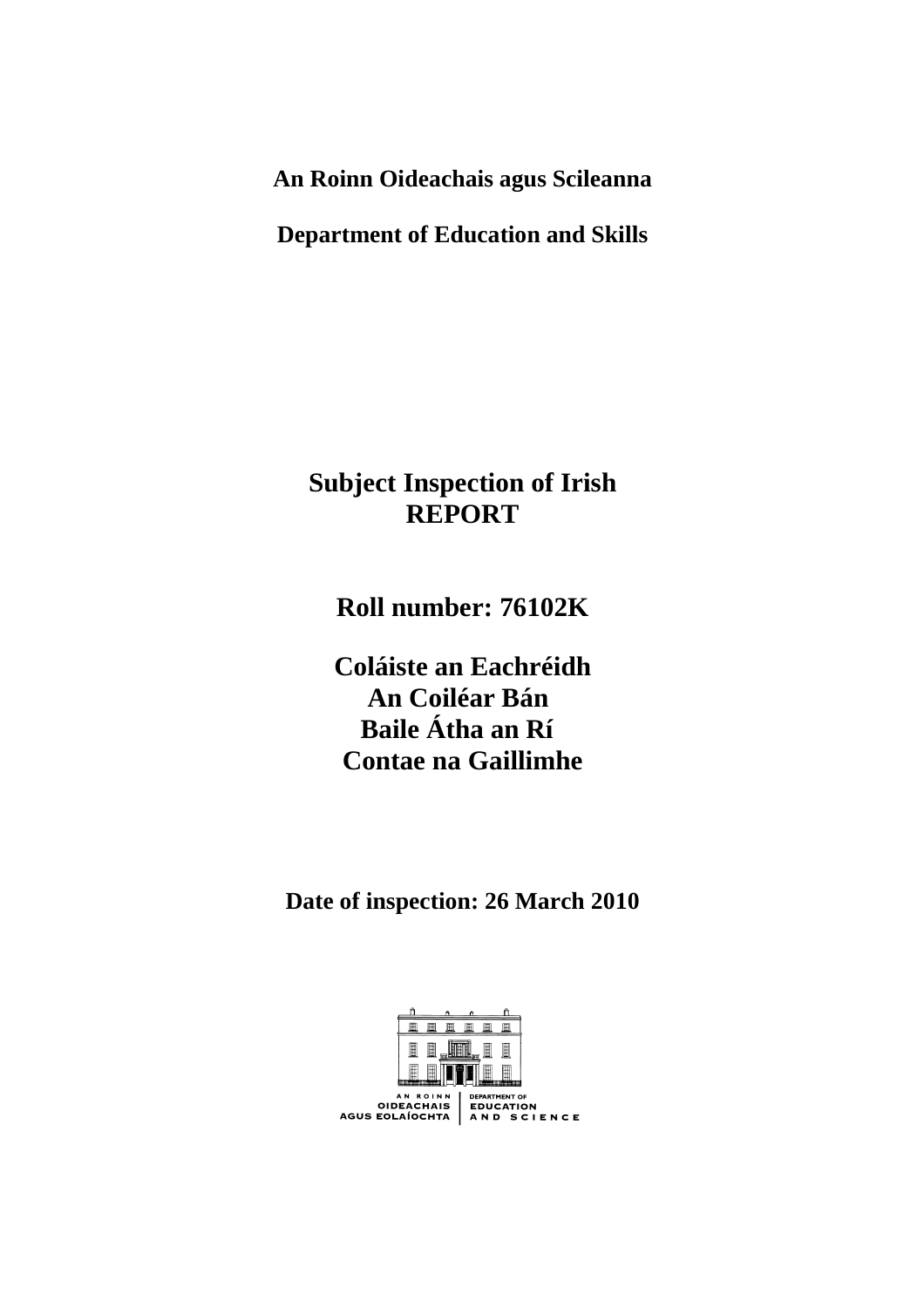**An Roinn Oideachais agus Scileanna**

**Department of Education and Skills**

# Subject Inspection of Irish REPORT

## Roll number: 76102K

## Coláiste an Eachréidh
## An Coiléar Bán
## Baile Átha an Rí
## Contae na Gaillimhe

**Date of inspection: 26 March 2010**

AN ROINN OIDEACHAIS AGUS EOLAÍOCHTA | DEPARTMENT OF EDUCATION AND SCIENCE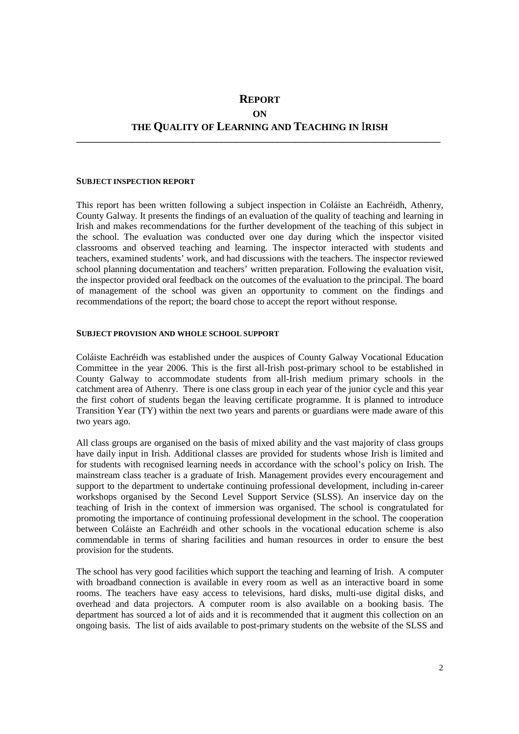# REPORT

## ON

## THE QUALITY OF LEARNING AND TEACHING IN IRISH

---

### SUBJECT INSPECTION REPORT

This report has been written following a subject inspection in Coláiste an Eachréidh, Athenry, County Galway. It presents the findings of an evaluation of the quality of teaching and learning in Irish and makes recommendations for the further development of the teaching of this subject in the school. The evaluation was conducted over one day during which the inspector visited classrooms and observed teaching and learning. The inspector interacted with students and teachers, examined students' work, and had discussions with the teachers. The inspector reviewed school planning documentation and teachers' written preparation. Following the evaluation visit, the inspector provided oral feedback on the outcomes of the evaluation to the principal. The board of management of the school was given an opportunity to comment on the findings and recommendations of the report; the board chose to accept the report without response.

### SUBJECT PROVISION AND WHOLE SCHOOL SUPPORT

Coláiste Eachréidh was established under the auspices of County Galway Vocational Education Committee in the year 2006. This is the first all-Irish post-primary school to be established in County Galway to accommodate students from all-Irish medium primary schools in the catchment area of Athenry. There is one class group in each year of the junior cycle and this year the first cohort of students began the leaving certificate programme. It is planned to introduce Transition Year (TY) within the next two years and parents or guardians were made aware of this two years ago.

All class groups are organised on the basis of mixed ability and the vast majority of class groups have daily input in Irish. Additional classes are provided for students whose Irish is limited and for students with recognised learning needs in accordance with the school's policy on Irish. The mainstream class teacher is a graduate of Irish. Management provides every encouragement and support to the department to undertake continuing professional development, including in-career workshops organised by the Second Level Support Service (SLSS). An inservice day on the teaching of Irish in the context of immersion was organised. The school is congratulated for promoting the importance of continuing professional development in the school. The cooperation between Coláiste an Eachréidh and other schools in the vocational education scheme is also commendable in terms of sharing facilities and human resources in order to ensure the best provision for the students.

The school has very good facilities which support the teaching and learning of Irish. A computer with broadband connection is available in every room as well as an interactive board in some rooms. The teachers have easy access to televisions, hard disks, multi-use digital disks, and overhead and data projectors. A computer room is also available on a booking basis. The department has sourced a lot of aids and it is recommended that it augment this collection on an ongoing basis. The list of aids available to post-primary students on the website of the SLSS and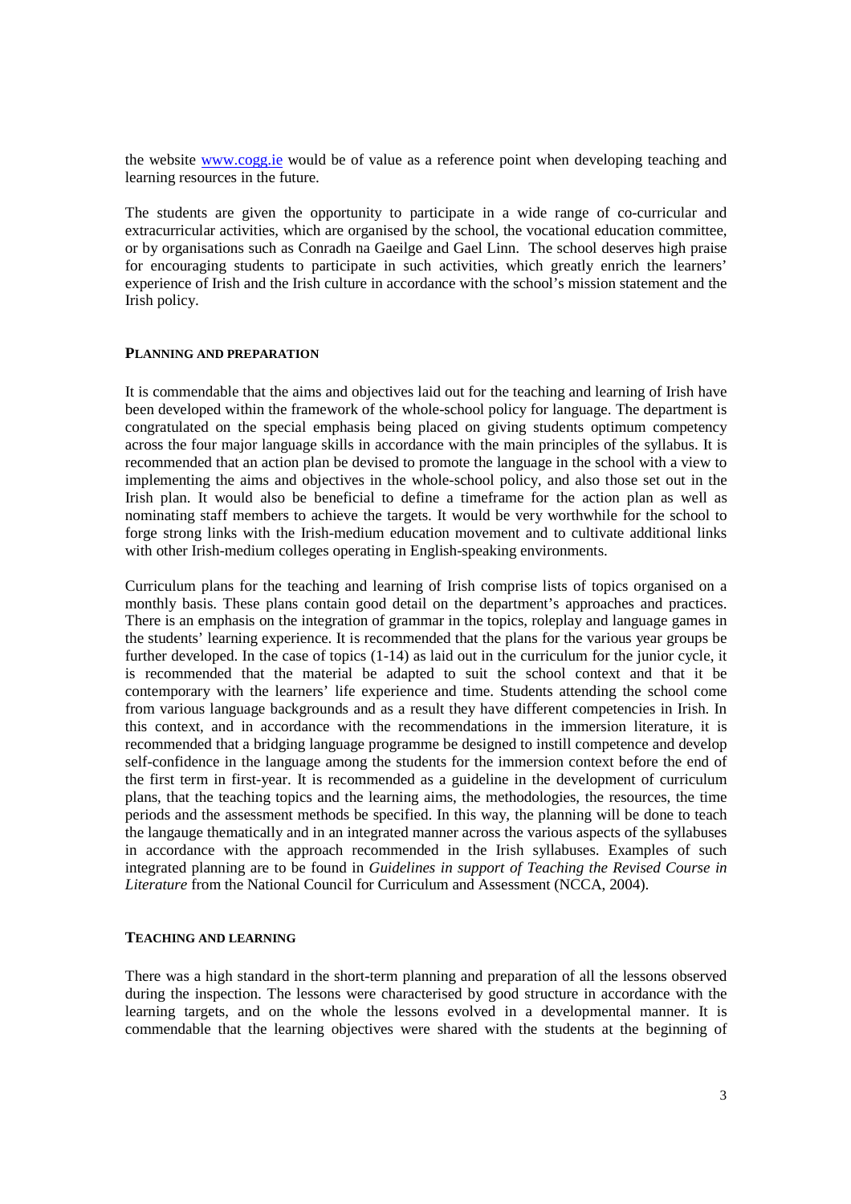the website [www.cogg.ie](www.cogg.ie) would be of value as a reference point when developing teaching and learning resources in the future.

The students are given the opportunity to participate in a wide range of co-curricular and extracurricular activities, which are organised by the school, the vocational education committee, or by organisations such as Conradh na Gaeilge and Gael Linn. The school deserves high praise for encouraging students to participate in such activities, which greatly enrich the learners' experience of Irish and the Irish culture in accordance with the school's mission statement and the Irish policy.

### PLANNING AND PREPARATION

It is commendable that the aims and objectives laid out for the teaching and learning of Irish have been developed within the framework of the whole-school policy for language. The department is congratulated on the special emphasis being placed on giving students optimum competency across the four major language skills in accordance with the main principles of the syllabus. It is recommended that an action plan be devised to promote the language in the school with a view to implementing the aims and objectives in the whole-school policy, and also those set out in the Irish plan. It would also be beneficial to define a timeframe for the action plan as well as nominating staff members to achieve the targets. It would be very worthwhile for the school to forge strong links with the Irish-medium education movement and to cultivate additional links with other Irish-medium colleges operating in English-speaking environments.

Curriculum plans for the teaching and learning of Irish comprise lists of topics organised on a monthly basis. These plans contain good detail on the department's approaches and practices. There is an emphasis on the integration of grammar in the topics, roleplay and language games in the students' learning experience. It is recommended that the plans for the various year groups be further developed. In the case of topics (1-14) as laid out in the curriculum for the junior cycle, it is recommended that the material be adapted to suit the school context and that it be contemporary with the learners' life experience and time. Students attending the school come from various language backgrounds and as a result they have different competencies in Irish. In this context, and in accordance with the recommendations in the immersion literature, it is recommended that a bridging language programme be designed to instill competence and develop self-confidence in the language among the students for the immersion context before the end of the first term in first-year. It is recommended as a guideline in the development of curriculum plans, that the teaching topics and the learning aims, the methodologies, the resources, the time periods and the assessment methods be specified. In this way, the planning will be done to teach the langauge thematically and in an integrated manner across the various aspects of the syllabuses in accordance with the approach recommended in the Irish syllabuses. Examples of such integrated planning are to be found in *Guidelines in support of Teaching the Revised Course in Literature* from the National Council for Curriculum and Assessment (NCCA, 2004).

### TEACHING AND LEARNING

There was a high standard in the short-term planning and preparation of all the lessons observed during the inspection. The lessons were characterised by good structure in accordance with the learning targets, and on the whole the lessons evolved in a developmental manner. It is commendable that the learning objectives were shared with the students at the beginning of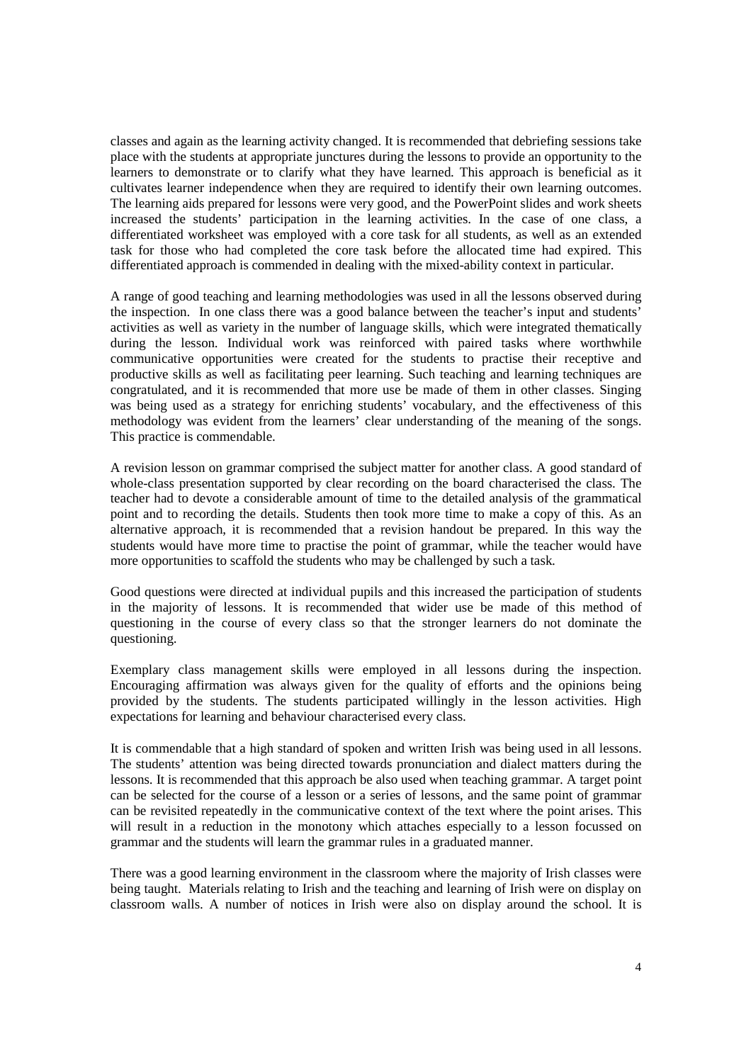classes and again as the learning activity changed. It is recommended that debriefing sessions take place with the students at appropriate junctures during the lessons to provide an opportunity to the learners to demonstrate or to clarify what they have learned. This approach is beneficial as it cultivates learner independence when they are required to identify their own learning outcomes. The learning aids prepared for lessons were very good, and the PowerPoint slides and work sheets increased the students' participation in the learning activities. In the case of one class, a differentiated worksheet was employed with a core task for all students, as well as an extended task for those who had completed the core task before the allocated time had expired. This differentiated approach is commended in dealing with the mixed-ability context in particular.

A range of good teaching and learning methodologies was used in all the lessons observed during the inspection. In one class there was a good balance between the teacher's input and students' activities as well as variety in the number of language skills, which were integrated thematically during the lesson. Individual work was reinforced with paired tasks where worthwhile communicative opportunities were created for the students to practise their receptive and productive skills as well as facilitating peer learning. Such teaching and learning techniques are congratulated, and it is recommended that more use be made of them in other classes. Singing was being used as a strategy for enriching students' vocabulary, and the effectiveness of this methodology was evident from the learners' clear understanding of the meaning of the songs. This practice is commendable.

A revision lesson on grammar comprised the subject matter for another class. A good standard of whole-class presentation supported by clear recording on the board characterised the class. The teacher had to devote a considerable amount of time to the detailed analysis of the grammatical point and to recording the details. Students then took more time to make a copy of this. As an alternative approach, it is recommended that a revision handout be prepared. In this way the students would have more time to practise the point of grammar, while the teacher would have more opportunities to scaffold the students who may be challenged by such a task.

Good questions were directed at individual pupils and this increased the participation of students in the majority of lessons. It is recommended that wider use be made of this method of questioning in the course of every class so that the stronger learners do not dominate the questioning.

Exemplary class management skills were employed in all lessons during the inspection. Encouraging affirmation was always given for the quality of efforts and the opinions being provided by the students. The students participated willingly in the lesson activities. High expectations for learning and behaviour characterised every class.

It is commendable that a high standard of spoken and written Irish was being used in all lessons. The students' attention was being directed towards pronunciation and dialect matters during the lessons. It is recommended that this approach be also used when teaching grammar. A target point can be selected for the course of a lesson or a series of lessons, and the same point of grammar can be revisited repeatedly in the communicative context of the text where the point arises. This will result in a reduction in the monotony which attaches especially to a lesson focussed on grammar and the students will learn the grammar rules in a graduated manner.

There was a good learning environment in the classroom where the majority of Irish classes were being taught. Materials relating to Irish and the teaching and learning of Irish were on display on classroom walls. A number of notices in Irish were also on display around the school. It is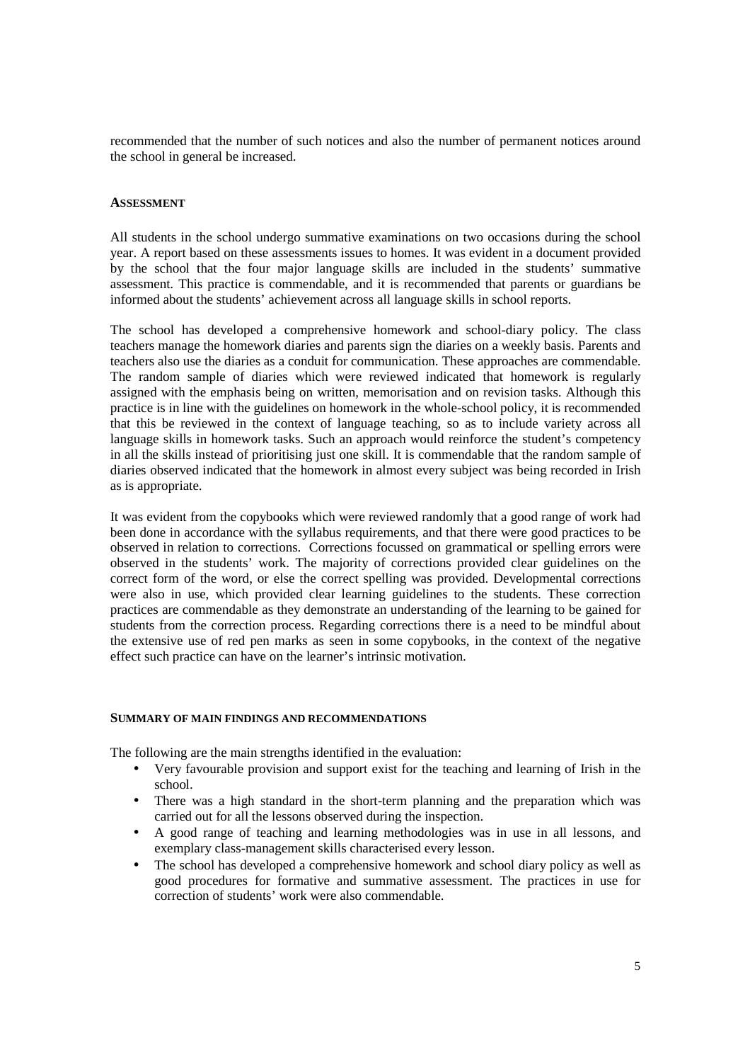recommended that the number of such notices and also the number of permanent notices around the school in general be increased.

## Assessment

All students in the school undergo summative examinations on two occasions during the school year. A report based on these assessments issues to homes. It was evident in a document provided by the school that the four major language skills are included in the students' summative assessment. This practice is commendable, and it is recommended that parents or guardians be informed about the students' achievement across all language skills in school reports.

The school has developed a comprehensive homework and school-diary policy. The class teachers manage the homework diaries and parents sign the diaries on a weekly basis. Parents and teachers also use the diaries as a conduit for communication. These approaches are commendable. The random sample of diaries which were reviewed indicated that homework is regularly assigned with the emphasis being on written, memorisation and on revision tasks. Although this practice is in line with the guidelines on homework in the whole-school policy, it is recommended that this be reviewed in the context of language teaching, so as to include variety across all language skills in homework tasks. Such an approach would reinforce the student's competency in all the skills instead of prioritising just one skill. It is commendable that the random sample of diaries observed indicated that the homework in almost every subject was being recorded in Irish as is appropriate.

It was evident from the copybooks which were reviewed randomly that a good range of work had been done in accordance with the syllabus requirements, and that there were good practices to be observed in relation to corrections. Corrections focussed on grammatical or spelling errors were observed in the students' work. The majority of corrections provided clear guidelines on the correct form of the word, or else the correct spelling was provided. Developmental corrections were also in use, which provided clear learning guidelines to the students. These correction practices are commendable as they demonstrate an understanding of the learning to be gained for students from the correction process. Regarding corrections there is a need to be mindful about the extensive use of red pen marks as seen in some copybooks, in the context of the negative effect such practice can have on the learner's intrinsic motivation.

## Summary of Main Findings and Recommendations

The following are the main strengths identified in the evaluation:

- Very favourable provision and support exist for the teaching and learning of Irish in the school.
- There was a high standard in the short-term planning and the preparation which was carried out for all the lessons observed during the inspection.
- A good range of teaching and learning methodologies was in use in all lessons, and exemplary class-management skills characterised every lesson.
- The school has developed a comprehensive homework and school diary policy as well as good procedures for formative and summative assessment. The practices in use for correction of students' work were also commendable.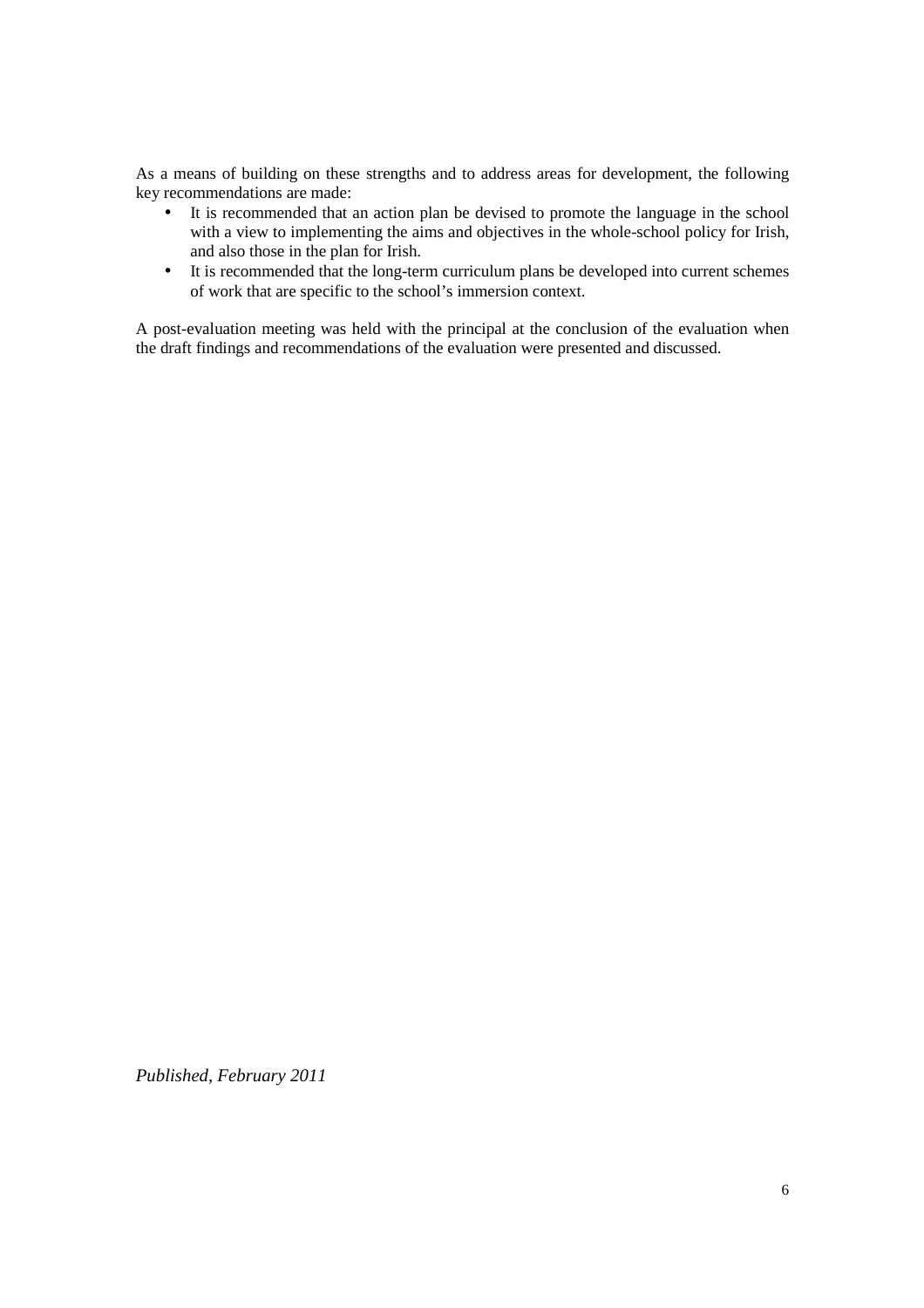As a means of building on these strengths and to address areas for development, the following key recommendations are made:

- It is recommended that an action plan be devised to promote the language in the school with a view to implementing the aims and objectives in the whole-school policy for Irish, and also those in the plan for Irish.
- It is recommended that the long-term curriculum plans be developed into current schemes of work that are specific to the school's immersion context.

A post-evaluation meeting was held with the principal at the conclusion of the evaluation when the draft findings and recommendations of the evaluation were presented and discussed.

*Published, February 2011*